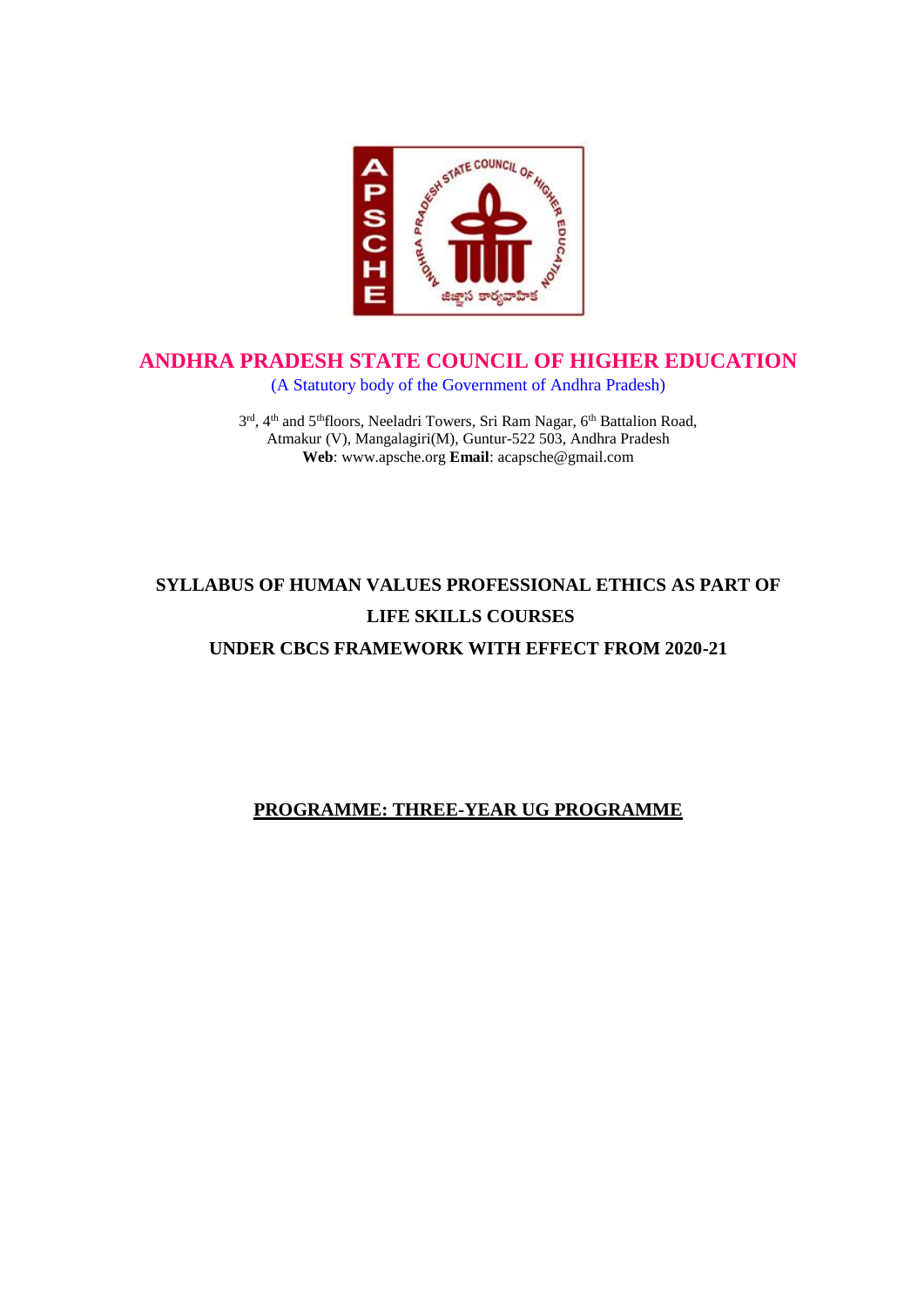# ANDHRA PRADESH STATE COUNCIL OF HIGHER EDUCATION

(A Statutory body of the Government of Andhra Pradesh)

3rd, 4th and 5th floors, Neeladri Towers, Sri Ram Nagar, 6th Battalion Road,
Atmakur (V), Mangalagiri(M), Guntur-522 503, Andhra Pradesh
**Web**: www.apsche.org **Email**: acapsche@gmail.com

## SYLLABUS OF HUMAN VALUES PROFESSIONAL ETHICS AS PART OF LIFE SKILLS COURSES UNDER CBCS FRAMEWORK WITH EFFECT FROM 2020-21

**PROGRAMME: THREE-YEAR UG PROGRAMME**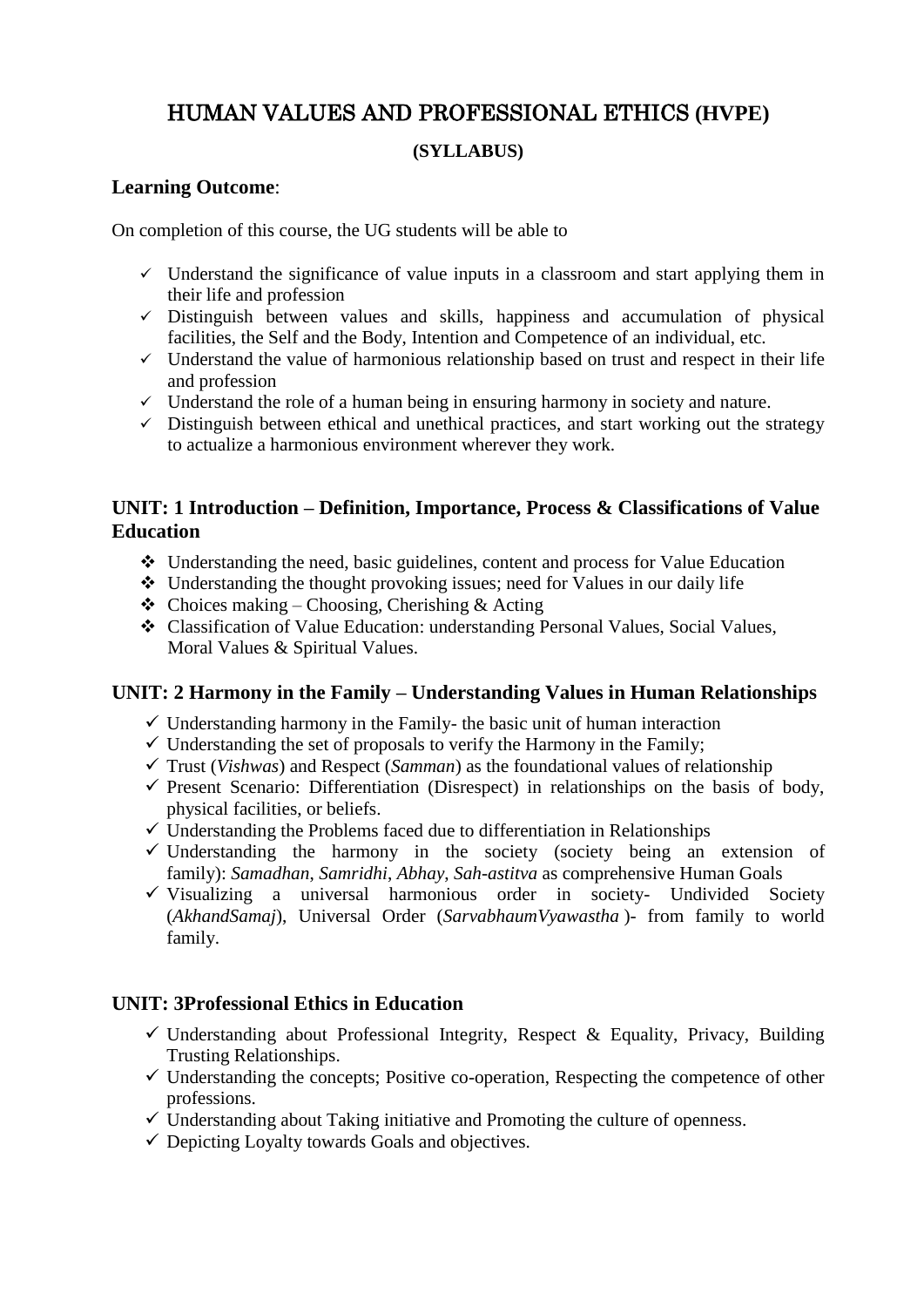# HUMAN VALUES AND PROFESSIONAL ETHICS (HVPE)

**(SYLLABUS)**

**Learning Outcome**:

On completion of this course, the UG students will be able to

- ✓ Understand the significance of value inputs in a classroom and start applying them in their life and profession
- ✓ Distinguish between values and skills, happiness and accumulation of physical facilities, the Self and the Body, Intention and Competence of an individual, etc.
- ✓ Understand the value of harmonious relationship based on trust and respect in their life and profession
- ✓ Understand the role of a human being in ensuring harmony in society and nature.
- ✓ Distinguish between ethical and unethical practices, and start working out the strategy to actualize a harmonious environment wherever they work.

## UNIT: 1 Introduction – Definition, Importance, Process & Classifications of Value Education

- ❖ Understanding the need, basic guidelines, content and process for Value Education
- ❖ Understanding the thought provoking issues; need for Values in our daily life
- ❖ Choices making – Choosing, Cherishing & Acting
- ❖ Classification of Value Education: understanding Personal Values, Social Values, Moral Values & Spiritual Values.

## UNIT: 2 Harmony in the Family – Understanding Values in Human Relationships

- ✓ Understanding harmony in the Family- the basic unit of human interaction
- ✓ Understanding the set of proposals to verify the Harmony in the Family;
- ✓ Trust (*Vishwas*) and Respect (*Samman*) as the foundational values of relationship
- ✓ Present Scenario: Differentiation (Disrespect) in relationships on the basis of body, physical facilities, or beliefs.
- ✓ Understanding the Problems faced due to differentiation in Relationships
- ✓ Understanding the harmony in the society (society being an extension of family): *Samadhan*, *Samridhi*, *Abhay*, *Sah-astitva* as comprehensive Human Goals
- ✓ Visualizing a universal harmonious order in society- Undivided Society (*AkhandSamaj*), Universal Order (*SarvabhaumVyawastha* )- from family to world family.

## UNIT: 3Professional Ethics in Education

- ✓ Understanding about Professional Integrity, Respect & Equality, Privacy, Building Trusting Relationships.
- ✓ Understanding the concepts; Positive co-operation, Respecting the competence of other professions.
- ✓ Understanding about Taking initiative and Promoting the culture of openness.
- ✓ Depicting Loyalty towards Goals and objectives.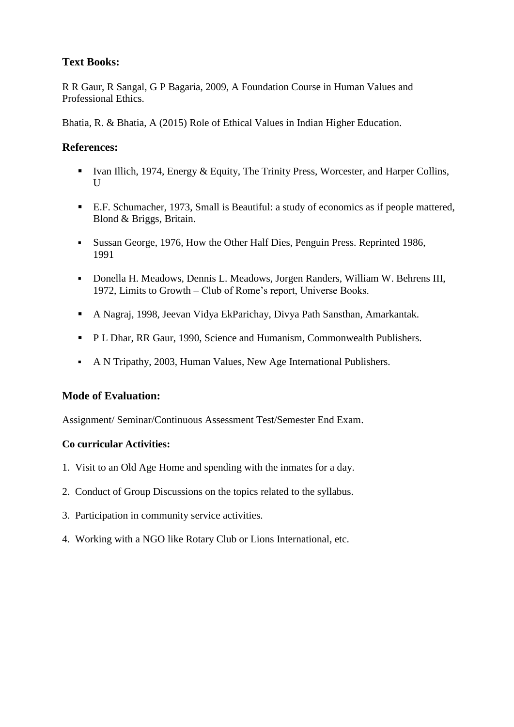### Text Books:

R R Gaur, R Sangal, G P Bagaria, 2009, A Foundation Course in Human Values and Professional Ethics.

Bhatia, R. & Bhatia, A (2015) Role of Ethical Values in Indian Higher Education.

### References:

- Ivan Illich, 1974, Energy & Equity, The Trinity Press, Worcester, and Harper Collins, U
- E.F. Schumacher, 1973, Small is Beautiful: a study of economics as if people mattered, Blond & Briggs, Britain.
- Sussan George, 1976, How the Other Half Dies, Penguin Press. Reprinted 1986, 1991
- Donella H. Meadows, Dennis L. Meadows, Jorgen Randers, William W. Behrens III, 1972, Limits to Growth – Club of Rome's report, Universe Books.
- A Nagraj, 1998, Jeevan Vidya EkParichay, Divya Path Sansthan, Amarkantak.
- P L Dhar, RR Gaur, 1990, Science and Humanism, Commonwealth Publishers.
- A N Tripathy, 2003, Human Values, New Age International Publishers.

### Mode of Evaluation:

Assignment/ Seminar/Continuous Assessment Test/Semester End Exam.

**Co curricular Activities:**

1. Visit to an Old Age Home and spending with the inmates for a day.
2. Conduct of Group Discussions on the topics related to the syllabus.
3. Participation in community service activities.
4. Working with a NGO like Rotary Club or Lions International, etc.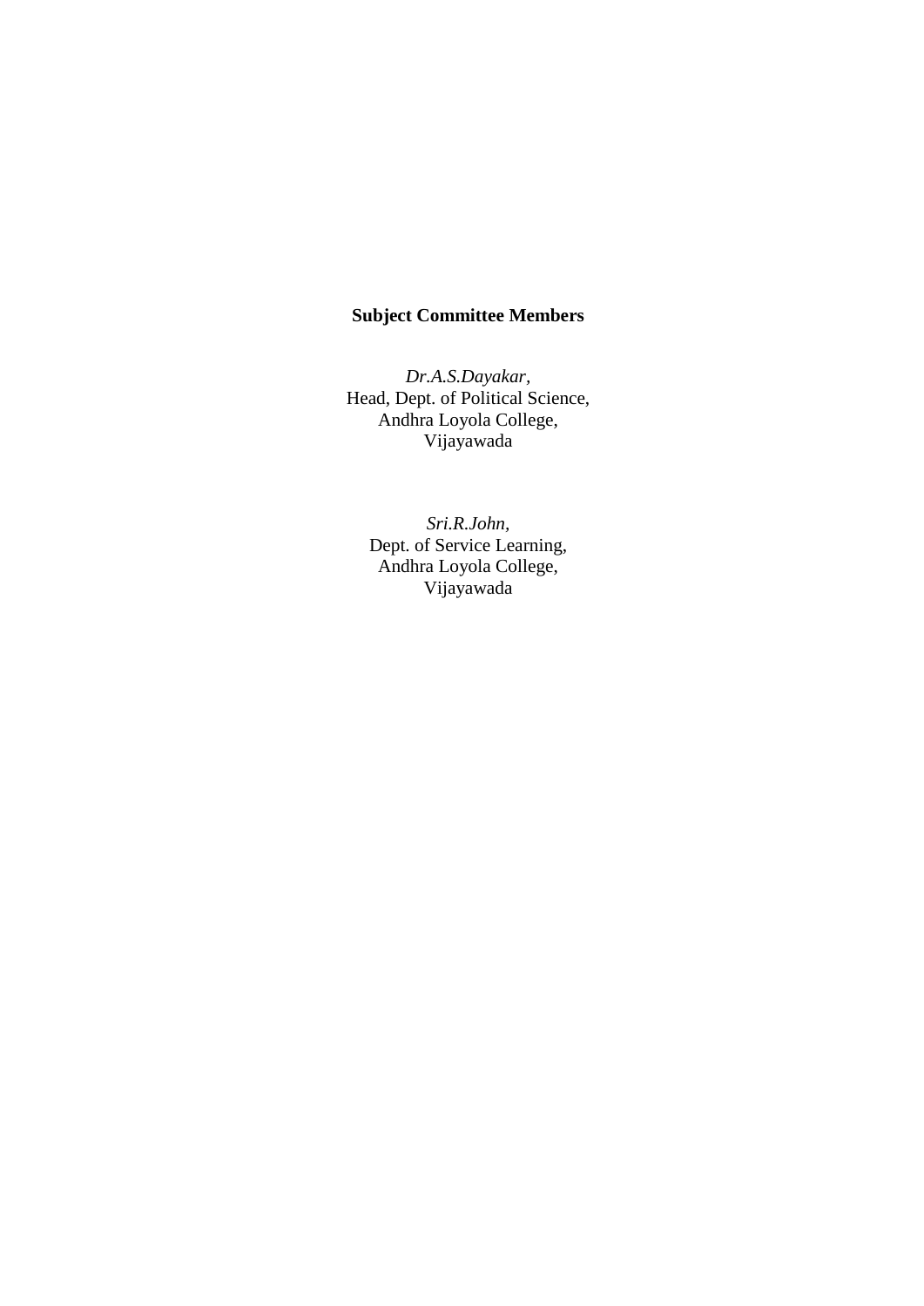**Subject Committee Members**

*Dr.A.S.Dayakar,*
Head, Dept. of Political Science,
Andhra Loyola College,
Vijayawada

*Sri.R.John,*
Dept. of Service Learning,
Andhra Loyola College,
Vijayawada